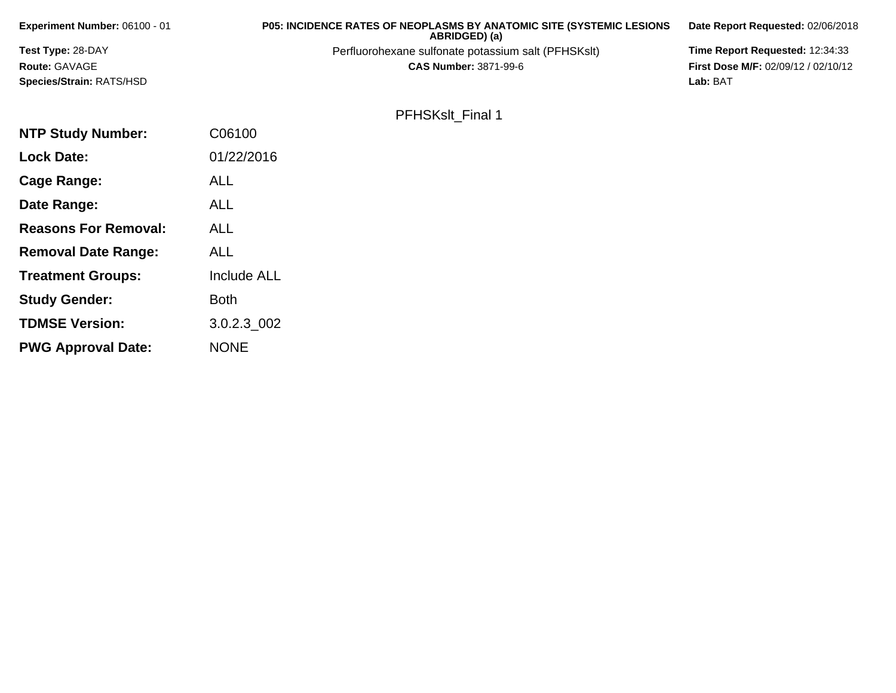**Experiment Number:** 06100 - 01

**Test Type:** 28-DAY

**Route:** GAVAGE

**Species/Strain:** RATS/HSD

**P05: INCIDENCE RATES OF NEOPLASMS BY ANATOMIC SITE (SYSTEMIC LESIONS ABRIDGED) (a)**

Perfluorohexane sulfonate potassium salt (PFHSKslt)

**CAS Number:** 3871-99-6

**Date Report Requested:** 02/06/2018

**Time Report Requested:** 12:34:33

**First Dose M/F:** 02/09/12 / 02/10/12

**Lab:** BAT

PFHSKslt_Final 1

| | |
|---|---|
| **NTP Study Number:** | C06100 |
| **Lock Date:** | 01/22/2016 |
| **Cage Range:** | ALL |
| **Date Range:** | ALL |
| **Reasons For Removal:** | ALL |
| **Removal Date Range:** | ALL |
| **Treatment Groups:** | Include ALL |
| **Study Gender:** | Both |
| **TDMSE Version:** | 3.0.2.3_002 |
| **PWG Approval Date:** | NONE |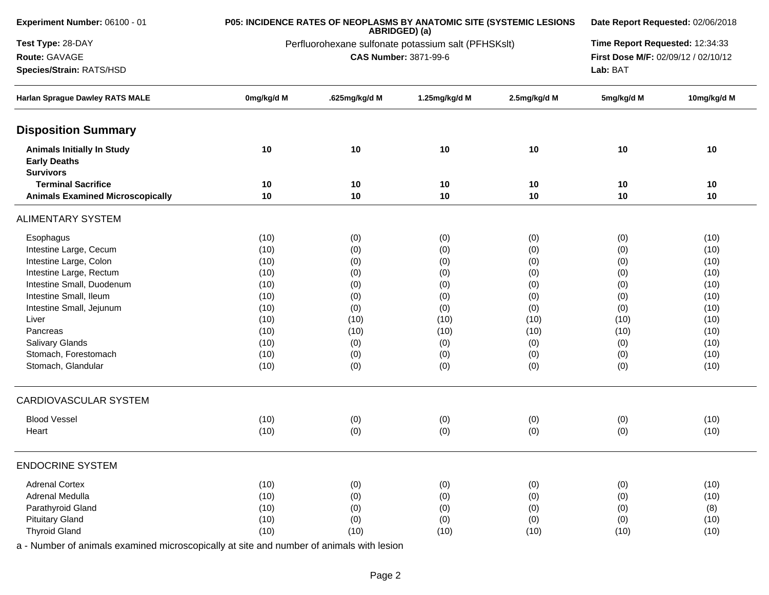**Experiment Number:** 06100 - 01
**Test Type:** 28-DAY
**Route:** GAVAGE
**Species/Strain:** RATS/HSD

**P05: INCIDENCE RATES OF NEOPLASMS BY ANATOMIC SITE (SYSTEMIC LESIONS ABRIDGED) (a)**
Perfluorohexane sulfonate potassium salt (PFHSKslt)
**CAS Number:** 3871-99-6

**Date Report Requested:** 02/06/2018
**Time Report Requested:** 12:34:33
**First Dose M/F:** 02/09/12 / 02/10/12
**Lab:** BAT

| Harlan Sprague Dawley RATS MALE | 0mg/kg/d M | .625mg/kg/d M | 1.25mg/kg/d M | 2.5mg/kg/d M | 5mg/kg/d M | 10mg/kg/d M |
|---|---|---|---|---|---|---|
| **Disposition Summary** | | | | | | |
| **Animals Initially In Study** | 10 | 10 | 10 | 10 | 10 | 10 |
| **Early Deaths** | | | | | | |
| **Survivors** | | | | | | |
| **Terminal Sacrifice** | 10 | 10 | 10 | 10 | 10 | 10 |
| **Animals Examined Microscopically** | 10 | 10 | 10 | 10 | 10 | 10 |
| ALIMENTARY SYSTEM | | | | | | |
| Esophagus | (10) | (0) | (0) | (0) | (0) | (10) |
| Intestine Large, Cecum | (10) | (0) | (0) | (0) | (0) | (10) |
| Intestine Large, Colon | (10) | (0) | (0) | (0) | (0) | (10) |
| Intestine Large, Rectum | (10) | (0) | (0) | (0) | (0) | (10) |
| Intestine Small, Duodenum | (10) | (0) | (0) | (0) | (0) | (10) |
| Intestine Small, Ileum | (10) | (0) | (0) | (0) | (0) | (10) |
| Intestine Small, Jejunum | (10) | (0) | (0) | (0) | (0) | (10) |
| Liver | (10) | (10) | (10) | (10) | (10) | (10) |
| Pancreas | (10) | (10) | (10) | (10) | (10) | (10) |
| Salivary Glands | (10) | (0) | (0) | (0) | (0) | (10) |
| Stomach, Forestomach | (10) | (0) | (0) | (0) | (0) | (10) |
| Stomach, Glandular | (10) | (0) | (0) | (0) | (0) | (10) |
| CARDIOVASCULAR SYSTEM | | | | | | |
| Blood Vessel | (10) | (0) | (0) | (0) | (0) | (10) |
| Heart | (10) | (0) | (0) | (0) | (0) | (10) |
| ENDOCRINE SYSTEM | | | | | | |
| Adrenal Cortex | (10) | (0) | (0) | (0) | (0) | (10) |
| Adrenal Medulla | (10) | (0) | (0) | (0) | (0) | (10) |
| Parathyroid Gland | (10) | (0) | (0) | (0) | (0) | (8) |
| Pituitary Gland | (10) | (0) | (0) | (0) | (0) | (10) |
| Thyroid Gland | (10) | (10) | (10) | (10) | (10) | (10) |

a - Number of animals examined microscopically at site and number of animals with lesion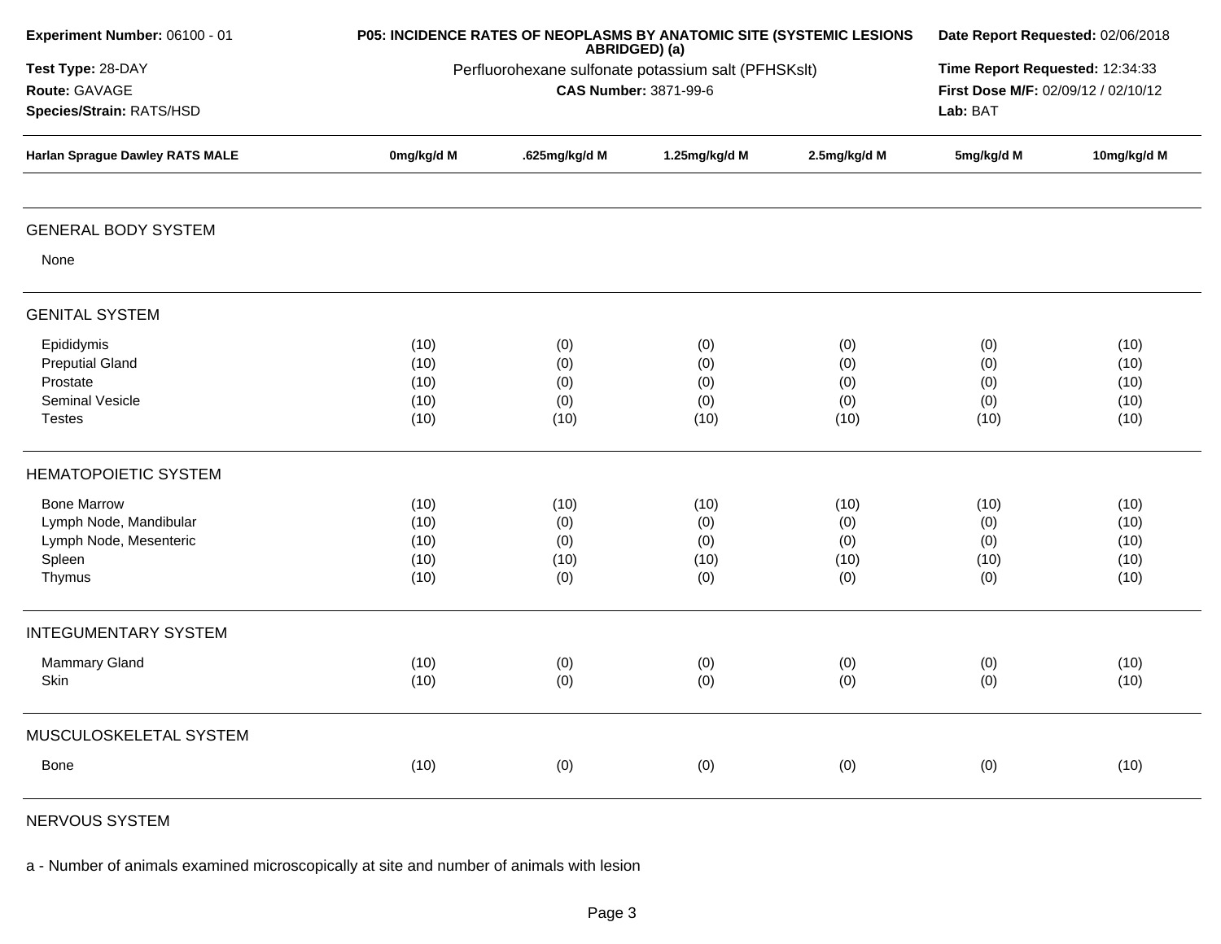**Experiment Number:** 06100 - 01

**Test Type:** 28-DAY

**Route:** GAVAGE

**Species/Strain:** RATS/HSD

**P05: INCIDENCE RATES OF NEOPLASMS BY ANATOMIC SITE (SYSTEMIC LESIONS ABRIDGED) (a)**

Perfluorohexane sulfonate potassium salt (PFHSKslt)

**CAS Number:** 3871-99-6

**Date Report Requested:** 02/06/2018

**Time Report Requested:** 12:34:33

**First Dose M/F:** 02/09/12 / 02/10/12

**Lab:** BAT

| Harlan Sprague Dawley RATS MALE | 0mg/kg/d M | .625mg/kg/d M | 1.25mg/kg/d M | 2.5mg/kg/d M | 5mg/kg/d M | 10mg/kg/d M |
|---|---|---|---|---|---|---|
| **GENERAL BODY SYSTEM** | | | | | | |
| None | | | | | | |
| **GENITAL SYSTEM** | | | | | | |
| Epididymis | (10) | (0) | (0) | (0) | (0) | (10) |
| Preputial Gland | (10) | (0) | (0) | (0) | (0) | (10) |
| Prostate | (10) | (0) | (0) | (0) | (0) | (10) |
| Seminal Vesicle | (10) | (0) | (0) | (0) | (0) | (10) |
| Testes | (10) | (10) | (10) | (10) | (10) | (10) |
| **HEMATOPOIETIC SYSTEM** | | | | | | |
| Bone Marrow | (10) | (10) | (10) | (10) | (10) | (10) |
| Lymph Node, Mandibular | (10) | (0) | (0) | (0) | (0) | (10) |
| Lymph Node, Mesenteric | (10) | (0) | (0) | (0) | (0) | (10) |
| Spleen | (10) | (10) | (10) | (10) | (10) | (10) |
| Thymus | (10) | (0) | (0) | (0) | (0) | (10) |
| **INTEGUMENTARY SYSTEM** | | | | | | |
| Mammary Gland | (10) | (0) | (0) | (0) | (0) | (10) |
| Skin | (10) | (0) | (0) | (0) | (0) | (10) |
| **MUSCULOSKELETAL SYSTEM** | | | | | | |
| Bone | (10) | (0) | (0) | (0) | (0) | (10) |
| **NERVOUS SYSTEM** | | | | | | |

a - Number of animals examined microscopically at site and number of animals with lesion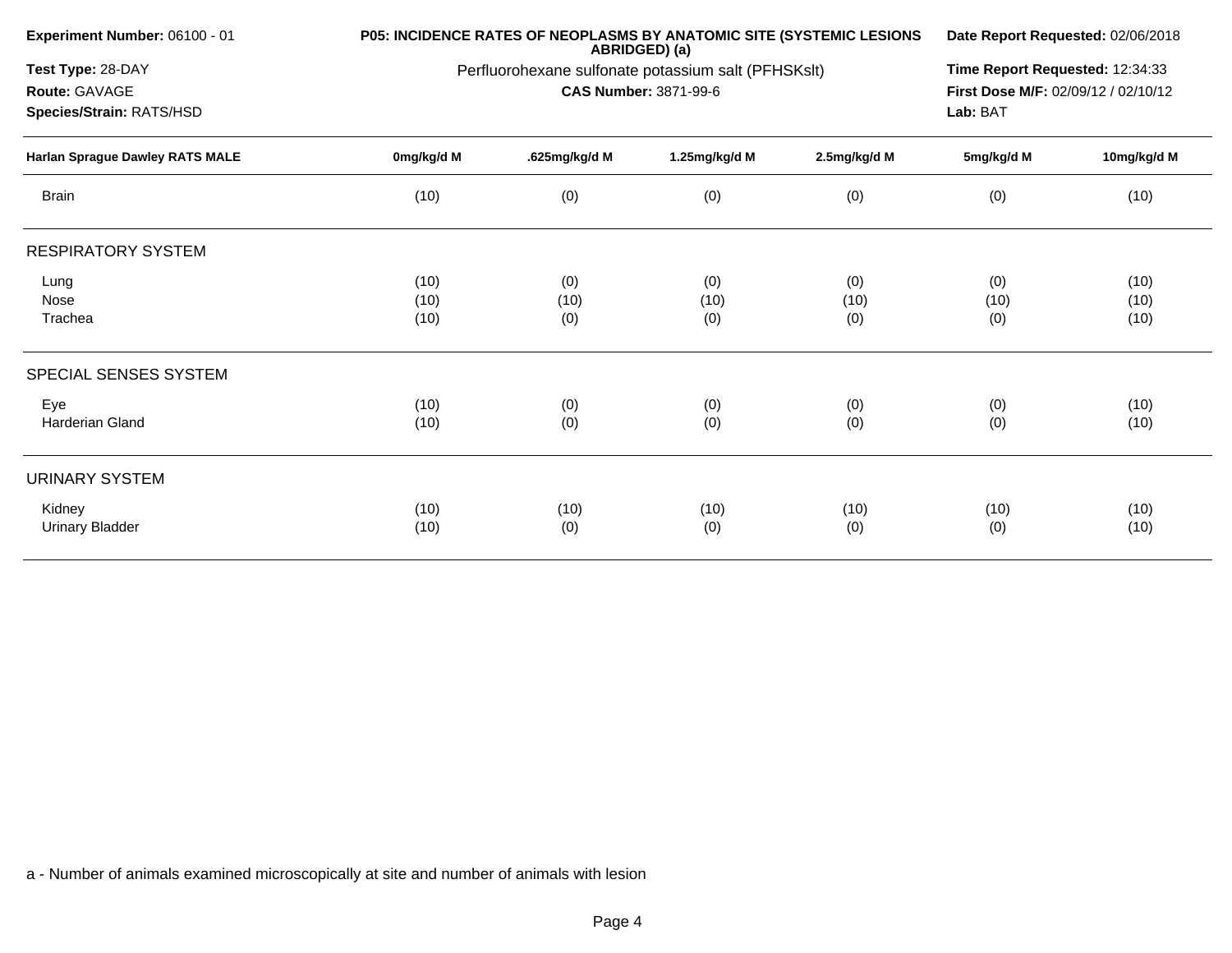**Experiment Number:** 06100 - 01
**Test Type:** 28-DAY
**Route:** GAVAGE
**Species/Strain:** RATS/HSD

**P05: INCIDENCE RATES OF NEOPLASMS BY ANATOMIC SITE (SYSTEMIC LESIONS ABRIDGED) (a)**
Perfluorohexane sulfonate potassium salt (PFHSKslt)
**CAS Number:** 3871-99-6

**Date Report Requested:** 02/06/2018
**Time Report Requested:** 12:34:33
**First Dose M/F:** 02/09/12 / 02/10/12
**Lab:** BAT

| Harlan Sprague Dawley RATS MALE | 0mg/kg/d M | .625mg/kg/d M | 1.25mg/kg/d M | 2.5mg/kg/d M | 5mg/kg/d M | 10mg/kg/d M |
|---|---|---|---|---|---|---|
| Brain | (10) | (0) | (0) | (0) | (0) | (10) |
| **RESPIRATORY SYSTEM** | | | | | | |
| Lung | (10) | (0) | (0) | (0) | (0) | (10) |
| Nose | (10) | (10) | (10) | (10) | (10) | (10) |
| Trachea | (10) | (0) | (0) | (0) | (0) | (10) |
| **SPECIAL SENSES SYSTEM** | | | | | | |
| Eye | (10) | (0) | (0) | (0) | (0) | (10) |
| Harderian Gland | (10) | (0) | (0) | (0) | (0) | (10) |
| **URINARY SYSTEM** | | | | | | |
| Kidney | (10) | (10) | (10) | (10) | (10) | (10) |
| Urinary Bladder | (10) | (0) | (0) | (0) | (0) | (10) |

a - Number of animals examined microscopically at site and number of animals with lesion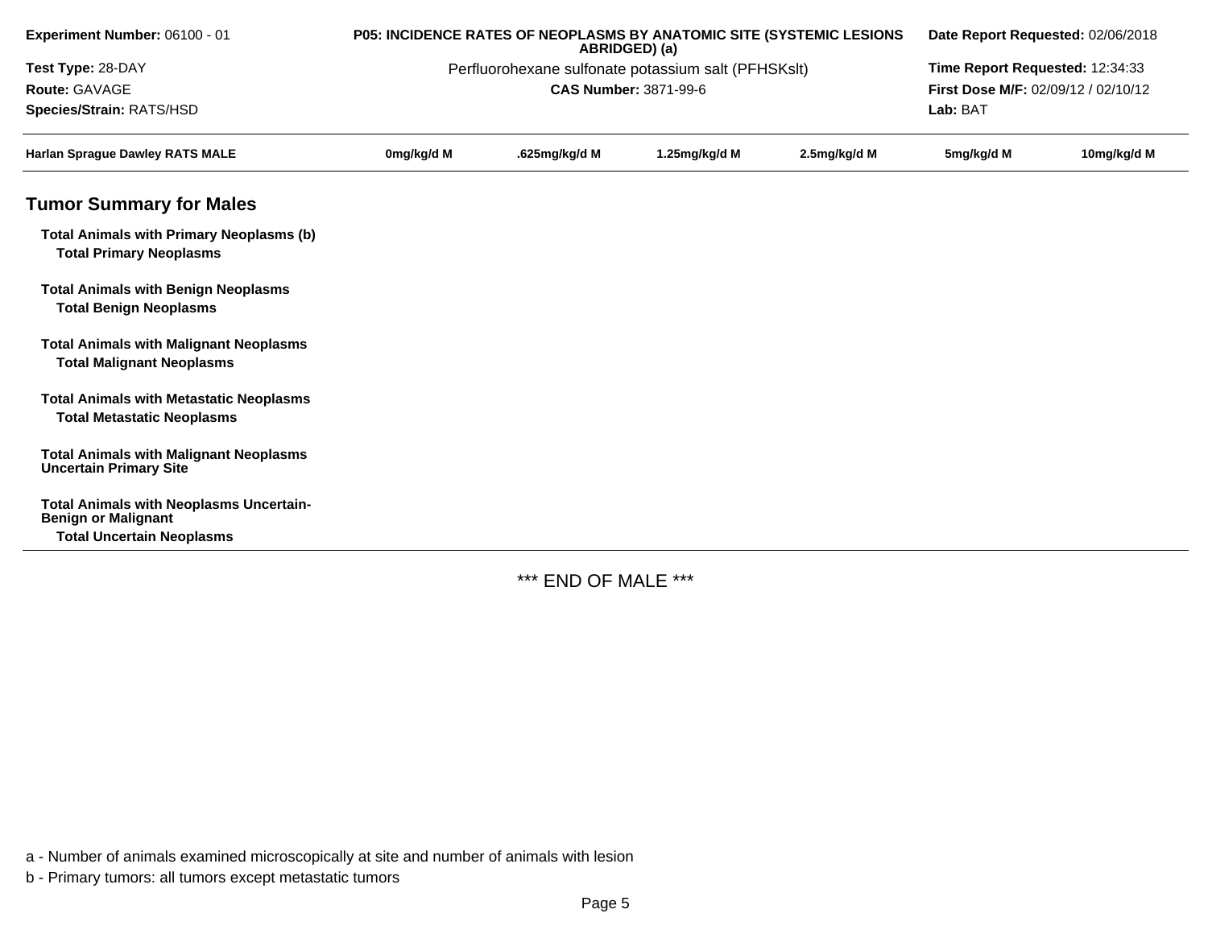| Harlan Sprague Dawley RATS MALE | 0mg/kg/d M | .625mg/kg/d M | 1.25mg/kg/d M | 2.5mg/kg/d M | 5mg/kg/d M | 10mg/kg/d M |
|---|---|---|---|---|---|---|

## Tumor Summary for Males

| | | | | | | |
|---|---|---|---|---|---|---|
| **Total Animals with Primary Neoplasms (b)** | | | | | | |
| **Total Primary Neoplasms** | | | | | | |
| **Total Animals with Benign Neoplasms** | | | | | | |
| **Total Benign Neoplasms** | | | | | | |
| **Total Animals with Malignant Neoplasms** | | | | | | |
| **Total Malignant Neoplasms** | | | | | | |
| **Total Animals with Metastatic Neoplasms** | | | | | | |
| **Total Metastatic Neoplasms** | | | | | | |
| **Total Animals with Malignant Neoplasms Uncertain Primary Site** | | | | | | |
| **Total Animals with Neoplasms Uncertain-Benign or Malignant** | | | | | | |
| **Total Uncertain Neoplasms** | | | | | | |

*** END OF MALE ***

a - Number of animals examined microscopically at site and number of animals with lesion

b - Primary tumors: all tumors except metastatic tumors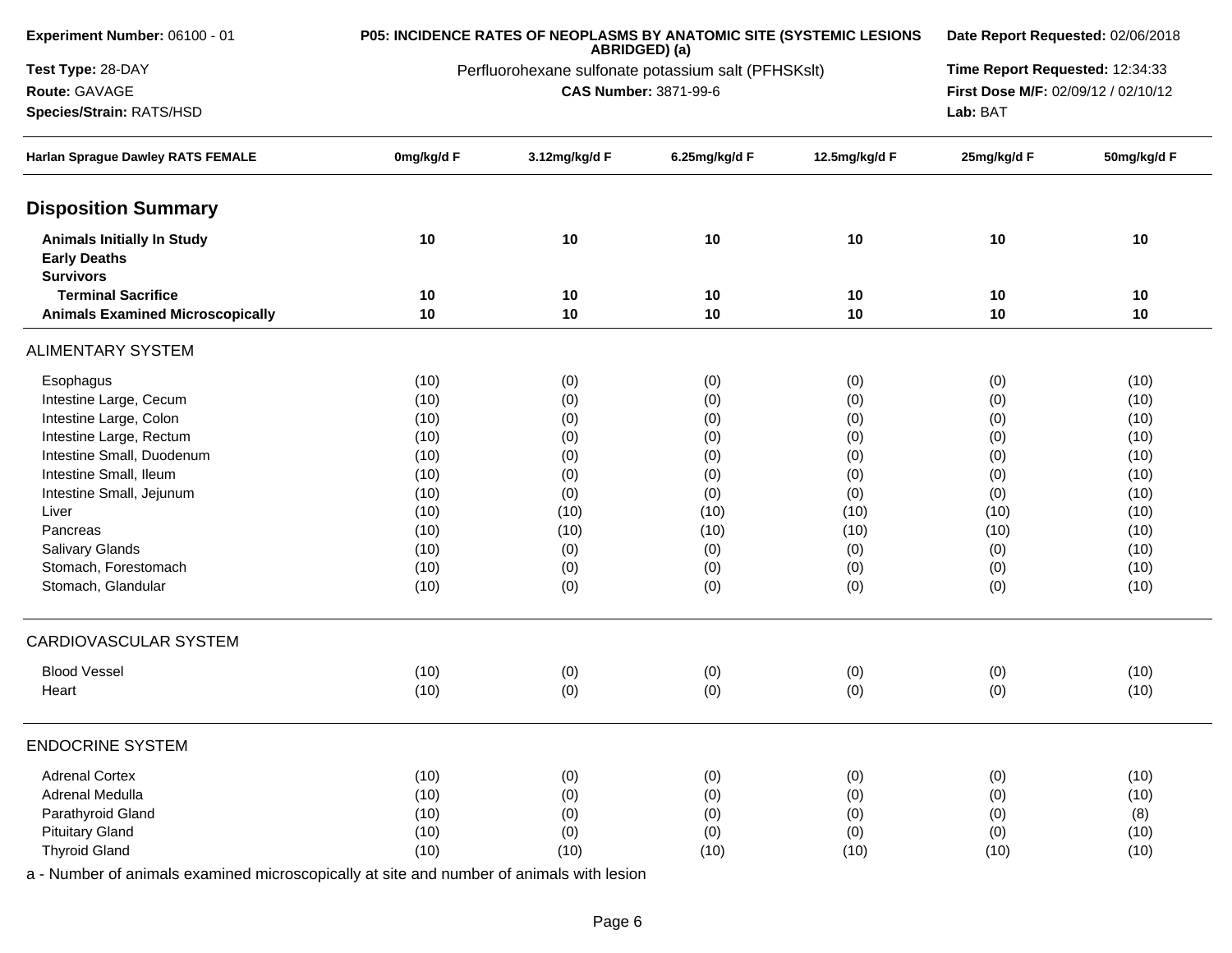**Experiment Number:** 06100 - 01

**Test Type:** 28-DAY

**Route:** GAVAGE

**Species/Strain:** RATS/HSD

**P05: INCIDENCE RATES OF NEOPLASMS BY ANATOMIC SITE (SYSTEMIC LESIONS ABRIDGED) (a)**

Perfluorohexane sulfonate potassium salt (PFHSKslt)

**CAS Number:** 3871-99-6

**Date Report Requested:** 02/06/2018

**Time Report Requested:** 12:34:33

**First Dose M/F:** 02/09/12 / 02/10/12

**Lab:** BAT

| Harlan Sprague Dawley RATS FEMALE | 0mg/kg/d F | 3.12mg/kg/d F | 6.25mg/kg/d F | 12.5mg/kg/d F | 25mg/kg/d F | 50mg/kg/d F |
|---|---|---|---|---|---|---|
| **Disposition Summary** | | | | | | |
| **Animals Initially In Study** | **10** | **10** | **10** | **10** | **10** | **10** |
| **Early Deaths** | | | | | | |
| **Survivors** | | | | | | |
| **Terminal Sacrifice** | **10** | **10** | **10** | **10** | **10** | **10** |
| **Animals Examined Microscopically** | **10** | **10** | **10** | **10** | **10** | **10** |
| ALIMENTARY SYSTEM | | | | | | |
| Esophagus | (10) | (0) | (0) | (0) | (0) | (10) |
| Intestine Large, Cecum | (10) | (0) | (0) | (0) | (0) | (10) |
| Intestine Large, Colon | (10) | (0) | (0) | (0) | (0) | (10) |
| Intestine Large, Rectum | (10) | (0) | (0) | (0) | (0) | (10) |
| Intestine Small, Duodenum | (10) | (0) | (0) | (0) | (0) | (10) |
| Intestine Small, Ileum | (10) | (0) | (0) | (0) | (0) | (10) |
| Intestine Small, Jejunum | (10) | (0) | (0) | (0) | (0) | (10) |
| Liver | (10) | (10) | (10) | (10) | (10) | (10) |
| Pancreas | (10) | (10) | (10) | (10) | (10) | (10) |
| Salivary Glands | (10) | (0) | (0) | (0) | (0) | (10) |
| Stomach, Forestomach | (10) | (0) | (0) | (0) | (0) | (10) |
| Stomach, Glandular | (10) | (0) | (0) | (0) | (0) | (10) |
| CARDIOVASCULAR SYSTEM | | | | | | |
| Blood Vessel | (10) | (0) | (0) | (0) | (0) | (10) |
| Heart | (10) | (0) | (0) | (0) | (0) | (10) |
| ENDOCRINE SYSTEM | | | | | | |
| Adrenal Cortex | (10) | (0) | (0) | (0) | (0) | (10) |
| Adrenal Medulla | (10) | (0) | (0) | (0) | (0) | (10) |
| Parathyroid Gland | (10) | (0) | (0) | (0) | (0) | (8) |
| Pituitary Gland | (10) | (0) | (0) | (0) | (0) | (10) |
| Thyroid Gland | (10) | (10) | (10) | (10) | (10) | (10) |

a - Number of animals examined microscopically at site and number of animals with lesion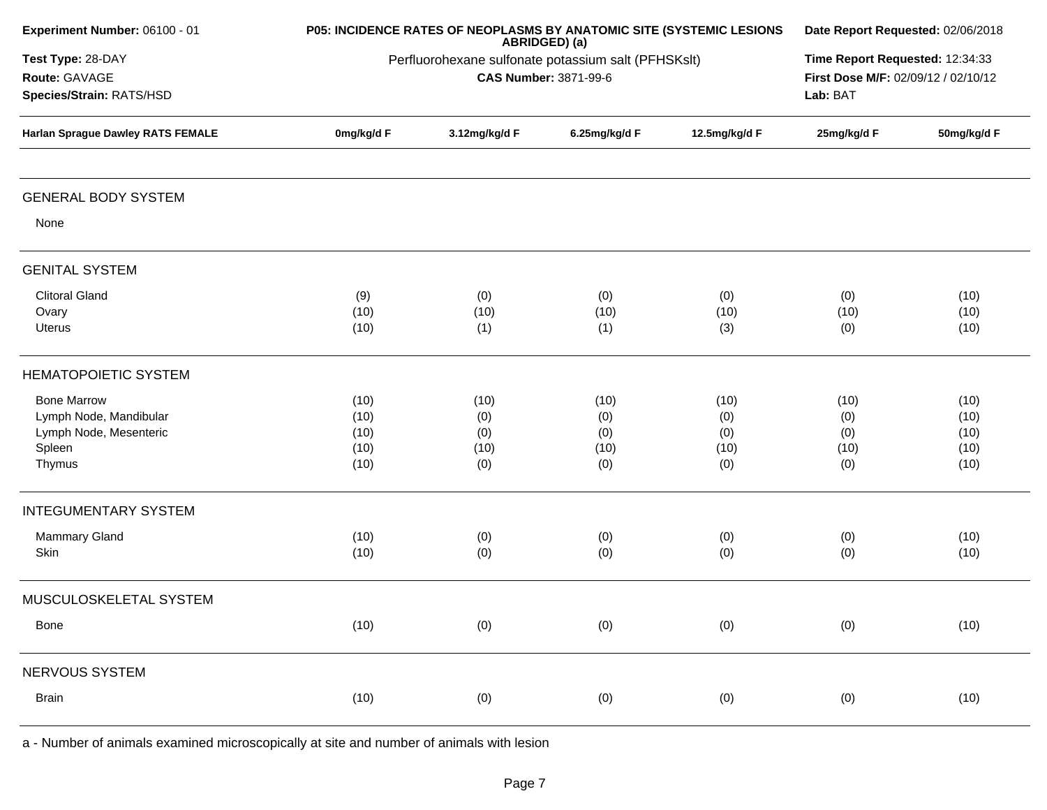**Experiment Number:** 06100 - 01
**Test Type:** 28-DAY
**Route:** GAVAGE
**Species/Strain:** RATS/HSD

**P05: INCIDENCE RATES OF NEOPLASMS BY ANATOMIC SITE (SYSTEMIC LESIONS ABRIDGED) (a)**
Perfluorohexane sulfonate potassium salt (PFHSKslt)
**CAS Number:** 3871-99-6

**Date Report Requested:** 02/06/2018
**Time Report Requested:** 12:34:33
**First Dose M/F:** 02/09/12 / 02/10/12
**Lab:** BAT

| Harlan Sprague Dawley RATS FEMALE | 0mg/kg/d F | 3.12mg/kg/d F | 6.25mg/kg/d F | 12.5mg/kg/d F | 25mg/kg/d F | 50mg/kg/d F |
|---|---|---|---|---|---|---|
| **GENERAL BODY SYSTEM** | | | | | | |
| None | | | | | | |
| **GENITAL SYSTEM** | | | | | | |
| Clitoral Gland | (9) | (0) | (0) | (0) | (0) | (10) |
| Ovary | (10) | (10) | (10) | (10) | (10) | (10) |
| Uterus | (10) | (1) | (1) | (3) | (0) | (10) |
| **HEMATOPOIETIC SYSTEM** | | | | | | |
| Bone Marrow | (10) | (10) | (10) | (10) | (10) | (10) |
| Lymph Node, Mandibular | (10) | (0) | (0) | (0) | (0) | (10) |
| Lymph Node, Mesenteric | (10) | (0) | (0) | (0) | (0) | (10) |
| Spleen | (10) | (10) | (10) | (10) | (10) | (10) |
| Thymus | (10) | (0) | (0) | (0) | (0) | (10) |
| **INTEGUMENTARY SYSTEM** | | | | | | |
| Mammary Gland | (10) | (0) | (0) | (0) | (0) | (10) |
| Skin | (10) | (0) | (0) | (0) | (0) | (10) |
| **MUSCULOSKELETAL SYSTEM** | | | | | | |
| Bone | (10) | (0) | (0) | (0) | (0) | (10) |
| **NERVOUS SYSTEM** | | | | | | |
| Brain | (10) | (0) | (0) | (0) | (0) | (10) |

a - Number of animals examined microscopically at site and number of animals with lesion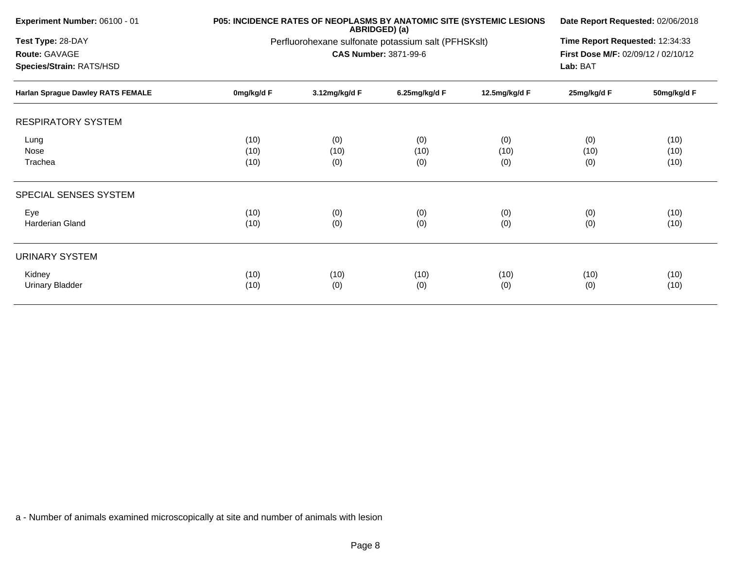**Experiment Number:** 06100 - 01
**Test Type:** 28-DAY
**Route:** GAVAGE
**Species/Strain:** RATS/HSD

**P05: INCIDENCE RATES OF NEOPLASMS BY ANATOMIC SITE (SYSTEMIC LESIONS ABRIDGED) (a)**
Perfluorohexane sulfonate potassium salt (PFHSKslt)
**CAS Number:** 3871-99-6

**Date Report Requested:** 02/06/2018
**Time Report Requested:** 12:34:33
**First Dose M/F:** 02/09/12 / 02/10/12
**Lab:** BAT

| Harlan Sprague Dawley RATS FEMALE | 0mg/kg/d F | 3.12mg/kg/d F | 6.25mg/kg/d F | 12.5mg/kg/d F | 25mg/kg/d F | 50mg/kg/d F |
|---|---|---|---|---|---|---|
| **RESPIRATORY SYSTEM** | | | | | | |
| Lung | (10) | (0) | (0) | (0) | (0) | (10) |
| Nose | (10) | (10) | (10) | (10) | (10) | (10) |
| Trachea | (10) | (0) | (0) | (0) | (0) | (10) |
| **SPECIAL SENSES SYSTEM** | | | | | | |
| Eye | (10) | (0) | (0) | (0) | (0) | (10) |
| Harderian Gland | (10) | (0) | (0) | (0) | (0) | (10) |
| **URINARY SYSTEM** | | | | | | |
| Kidney | (10) | (10) | (10) | (10) | (10) | (10) |
| Urinary Bladder | (10) | (0) | (0) | (0) | (0) | (10) |

a - Number of animals examined microscopically at site and number of animals with lesion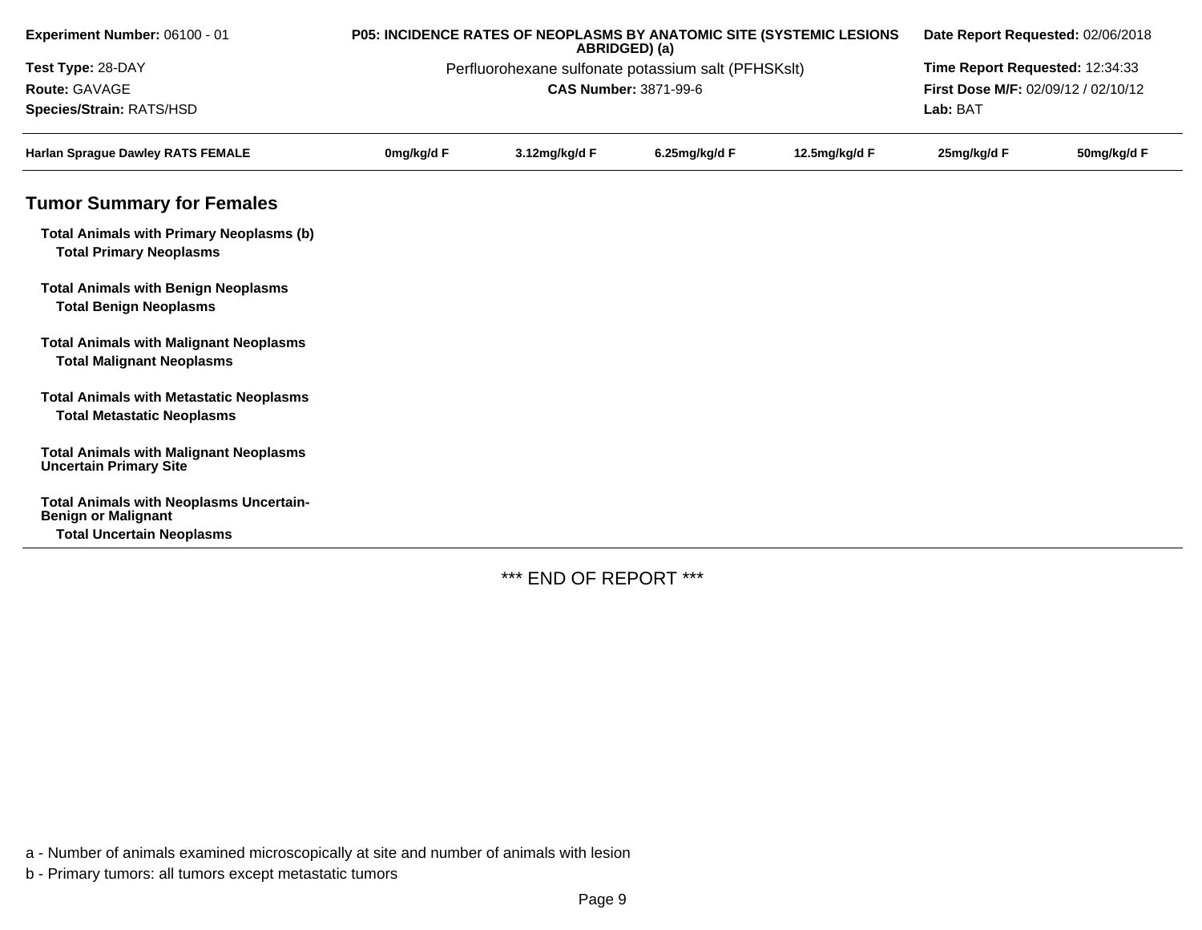| Harlan Sprague Dawley RATS FEMALE | 0mg/kg/d F | 3.12mg/kg/d F | 6.25mg/kg/d F | 12.5mg/kg/d F | 25mg/kg/d F | 50mg/kg/d F |
|---|---|---|---|---|---|---|

## Tumor Summary for Females

**Total Animals with Primary Neoplasms (b)**
**Total Primary Neoplasms**

**Total Animals with Benign Neoplasms**
**Total Benign Neoplasms**

**Total Animals with Malignant Neoplasms**
**Total Malignant Neoplasms**

**Total Animals with Metastatic Neoplasms**
**Total Metastatic Neoplasms**

**Total Animals with Malignant Neoplasms Uncertain Primary Site**

**Total Animals with Neoplasms Uncertain-Benign or Malignant**
**Total Uncertain Neoplasms**

*** END OF REPORT ***

a - Number of animals examined microscopically at site and number of animals with lesion

b - Primary tumors: all tumors except metastatic tumors